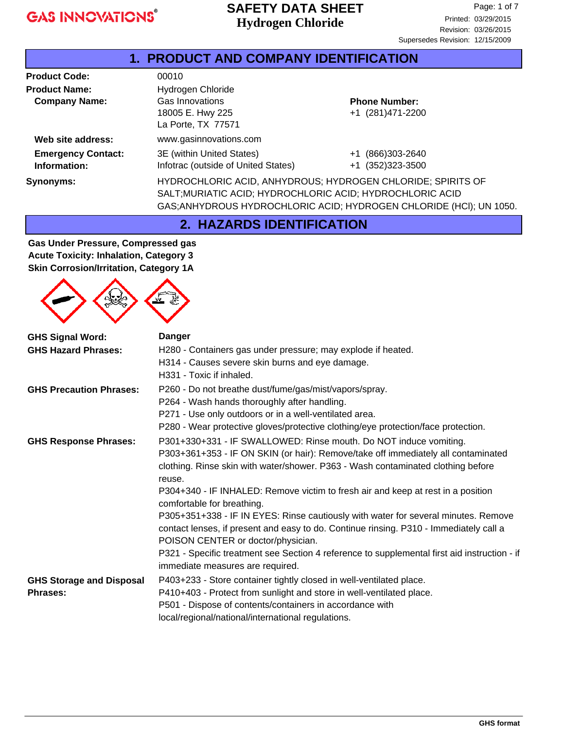# SAFETY DATA SHEET
## Hydrogen Chloride

Printed: 03/29/2015
Revision: 03/26/2015
Supersedes Revision: 12/15/2009

## 1. PRODUCT AND COMPANY IDENTIFICATION

| | | |
|---|---|---|
| **Product Code:** | 00010 | |
| **Product Name:** | Hydrogen Chloride | |
| **Company Name:** | Gas Innovations<br>18005 E. Hwy 225<br>La Porte, TX 77571 | **Phone Number:**<br>+1 (281)471-2200 |
| **Web site address:** | www.gasinnovations.com | |
| **Emergency Contact: Information:** | 3E (within United States)<br>Infotrac (outside of United States) | +1 (866)303-2640<br>+1 (352)323-3500 |
| **Synonyms:** | HYDROCHLORIC ACID, ANHYDROUS; HYDROGEN CHLORIDE; SPIRITS OF SALT;MURIATIC ACID; HYDROCHLORIC ACID; HYDROCHLORIC ACID GAS;ANHYDROUS HYDROCHLORIC ACID; HYDROGEN CHLORIDE (HCl); UN 1050. | |

## 2. HAZARDS IDENTIFICATION

**Gas Under Pressure, Compressed gas**
**Acute Toxicity: Inhalation, Category 3**
**Skin Corrosion/Irritation, Category 1A**

**GHS Signal Word:** **Danger**

**GHS Hazard Phrases:**
H280 - Containers gas under pressure; may explode if heated.
H314 - Causes severe skin burns and eye damage.
H331 - Toxic if inhaled.

**GHS Precaution Phrases:**
P260 - Do not breathe dust/fume/gas/mist/vapors/spray.
P264 - Wash hands thoroughly after handling.
P271 - Use only outdoors or in a well-ventilated area.
P280 - Wear protective gloves/protective clothing/eye protection/face protection.

**GHS Response Phrases:**
P301+330+331 - IF SWALLOWED: Rinse mouth. Do NOT induce vomiting.
P303+361+353 - IF ON SKIN (or hair): Remove/take off immediately all contaminated clothing. Rinse skin with water/shower. P363 - Wash contaminated clothing before reuse.
P304+340 - IF INHALED: Remove victim to fresh air and keep at rest in a position comfortable for breathing.
P305+351+338 - IF IN EYES: Rinse cautiously with water for several minutes. Remove contact lenses, if present and easy to do. Continue rinsing. P310 - Immediately call a POISON CENTER or doctor/physician.
P321 - Specific treatment see Section 4 reference to supplemental first aid instruction - if immediate measures are required.

**GHS Storage and Disposal Phrases:**
P403+233 - Store container tightly closed in well-ventilated place.
P410+403 - Protect from sunlight and store in well-ventilated place.
P501 - Dispose of contents/containers in accordance with local/regional/national/international regulations.

GHS format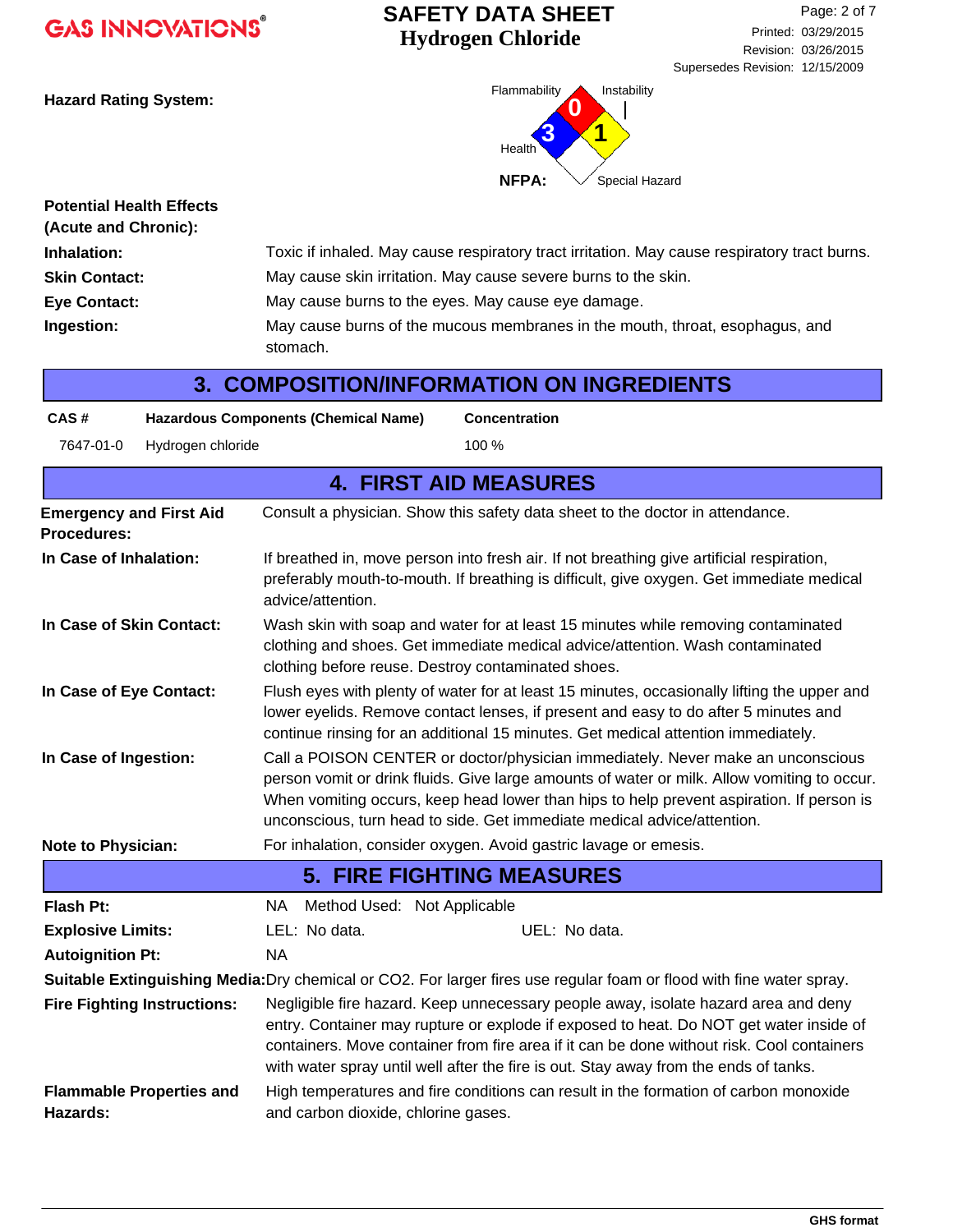**Hazard Rating System:**

NFPA: Flammability 0, Health 3, Instability 1, Special Hazard

**Potential Health Effects (Acute and Chronic):**

**Inhalation:** Toxic if inhaled. May cause respiratory tract irritation. May cause respiratory tract burns.

**Skin Contact:** May cause skin irritation. May cause severe burns to the skin.

**Eye Contact:** May cause burns to the eyes. May cause eye damage.

**Ingestion:** May cause burns of the mucous membranes in the mouth, throat, esophagus, and stomach.

## 3. COMPOSITION/INFORMATION ON INGREDIENTS

| CAS # | Hazardous Components (Chemical Name) | Concentration |
|---|---|---|
| 7647-01-0 | Hydrogen chloride | 100 % |

## 4. FIRST AID MEASURES

**Emergency and First Aid Procedures:** Consult a physician. Show this safety data sheet to the doctor in attendance.

**In Case of Inhalation:** If breathed in, move person into fresh air. If not breathing give artificial respiration, preferably mouth-to-mouth. If breathing is difficult, give oxygen. Get immediate medical advice/attention.

**In Case of Skin Contact:** Wash skin with soap and water for at least 15 minutes while removing contaminated clothing and shoes. Get immediate medical advice/attention. Wash contaminated clothing before reuse. Destroy contaminated shoes.

**In Case of Eye Contact:** Flush eyes with plenty of water for at least 15 minutes, occasionally lifting the upper and lower eyelids. Remove contact lenses, if present and easy to do after 5 minutes and continue rinsing for an additional 15 minutes. Get medical attention immediately.

**In Case of Ingestion:** Call a POISON CENTER or doctor/physician immediately. Never make an unconscious person vomit or drink fluids. Give large amounts of water or milk. Allow vomiting to occur. When vomiting occurs, keep head lower than hips to help prevent aspiration. If person is unconscious, turn head to side. Get immediate medical advice/attention.

**Note to Physician:** For inhalation, consider oxygen. Avoid gastric lavage or emesis.

## 5. FIRE FIGHTING MEASURES

**Flash Pt:** NA Method Used: Not Applicable

**Explosive Limits:** LEL: No data. UEL: No data.

**Autoignition Pt:** NA

**Suitable Extinguishing Media:** Dry chemical or CO2. For larger fires use regular foam or flood with fine water spray.

**Fire Fighting Instructions:** Negligible fire hazard. Keep unnecessary people away, isolate hazard area and deny entry. Container may rupture or explode if exposed to heat. Do NOT get water inside of containers. Move container from fire area if it can be done without risk. Cool containers with water spray until well after the fire is out. Stay away from the ends of tanks.

**Flammable Properties and Hazards:** High temperatures and fire conditions can result in the formation of carbon monoxide and carbon dioxide, chlorine gases.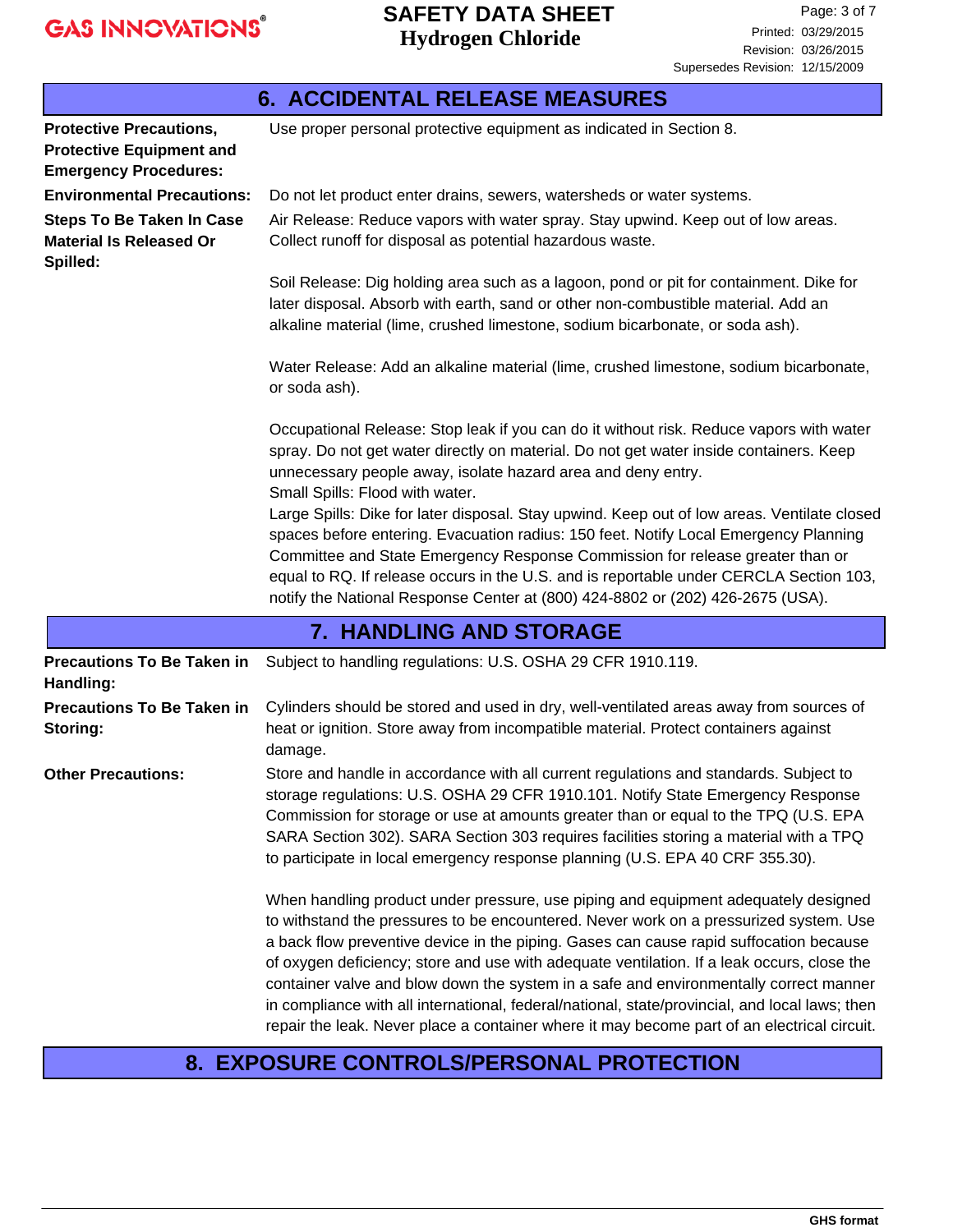## 6. ACCIDENTAL RELEASE MEASURES

**Protective Precautions, Protective Equipment and Emergency Procedures:** Use proper personal protective equipment as indicated in Section 8.

**Environmental Precautions:** Do not let product enter drains, sewers, watersheds or water systems.

**Steps To Be Taken In Case Material Is Released Or Spilled:** Air Release: Reduce vapors with water spray. Stay upwind. Keep out of low areas. Collect runoff for disposal as potential hazardous waste.

Soil Release: Dig holding area such as a lagoon, pond or pit for containment. Dike for later disposal. Absorb with earth, sand or other non-combustible material. Add an alkaline material (lime, crushed limestone, sodium bicarbonate, or soda ash).

Water Release: Add an alkaline material (lime, crushed limestone, sodium bicarbonate, or soda ash).

Occupational Release: Stop leak if you can do it without risk. Reduce vapors with water spray. Do not get water directly on material. Do not get water inside containers. Keep unnecessary people away, isolate hazard area and deny entry.
Small Spills: Flood with water.
Large Spills: Dike for later disposal. Stay upwind. Keep out of low areas. Ventilate closed spaces before entering. Evacuation radius: 150 feet. Notify Local Emergency Planning Committee and State Emergency Response Commission for release greater than or equal to RQ. If release occurs in the U.S. and is reportable under CERCLA Section 103, notify the National Response Center at (800) 424-8802 or (202) 426-2675 (USA).

## 7. HANDLING AND STORAGE

**Precautions To Be Taken in Handling:** Subject to handling regulations: U.S. OSHA 29 CFR 1910.119.

**Precautions To Be Taken in Storing:** Cylinders should be stored and used in dry, well-ventilated areas away from sources of heat or ignition. Store away from incompatible material. Protect containers against damage.

**Other Precautions:** Store and handle in accordance with all current regulations and standards. Subject to storage regulations: U.S. OSHA 29 CFR 1910.101. Notify State Emergency Response Commission for storage or use at amounts greater than or equal to the TPQ (U.S. EPA SARA Section 302). SARA Section 303 requires facilities storing a material with a TPQ to participate in local emergency response planning (U.S. EPA 40 CRF 355.30).

When handling product under pressure, use piping and equipment adequately designed to withstand the pressures to be encountered. Never work on a pressurized system. Use a back flow preventive device in the piping. Gases can cause rapid suffocation because of oxygen deficiency; store and use with adequate ventilation. If a leak occurs, close the container valve and blow down the system in a safe and environmentally correct manner in compliance with all international, federal/national, state/provincial, and local laws; then repair the leak. Never place a container where it may become part of an electrical circuit.

## 8. EXPOSURE CONTROLS/PERSONAL PROTECTION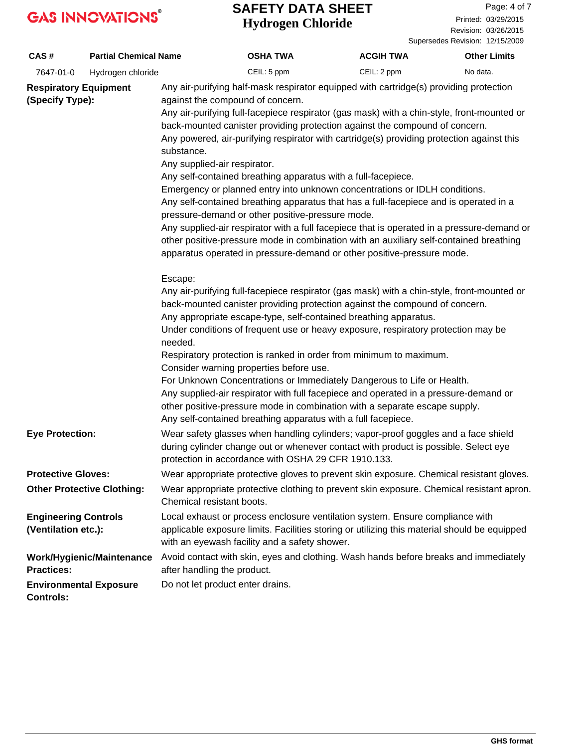| CAS # | Partial Chemical Name | OSHA TWA | ACGIH TWA | Other Limits |
|---|---|---|---|---|
| 7647-01-0 | Hydrogen chloride | CEIL: 5 ppm | CEIL: 2 ppm | No data. |

**Respiratory Equipment (Specify Type):**

Any air-purifying half-mask respirator equipped with cartridge(s) providing protection against the compound of concern.
Any air-purifying full-facepiece respirator (gas mask) with a chin-style, front-mounted or back-mounted canister providing protection against the compound of concern.
Any powered, air-purifying respirator with cartridge(s) providing protection against this substance.
Any supplied-air respirator.
Any self-contained breathing apparatus with a full-facepiece.
Emergency or planned entry into unknown concentrations or IDLH conditions.
Any self-contained breathing apparatus that has a full-facepiece and is operated in a pressure-demand or other positive-pressure mode.
Any supplied-air respirator with a full facepiece that is operated in a pressure-demand or other positive-pressure mode in combination with an auxiliary self-contained breathing apparatus operated in pressure-demand or other positive-pressure mode.

Escape:
Any air-purifying full-facepiece respirator (gas mask) with a chin-style, front-mounted or back-mounted canister providing protection against the compound of concern.
Any appropriate escape-type, self-contained breathing apparatus.
Under conditions of frequent use or heavy exposure, respiratory protection may be needed.
Respiratory protection is ranked in order from minimum to maximum.
Consider warning properties before use.
For Unknown Concentrations or Immediately Dangerous to Life or Health.
Any supplied-air respirator with full facepiece and operated in a pressure-demand or other positive-pressure mode in combination with a separate escape supply.
Any self-contained breathing apparatus with a full facepiece.

**Eye Protection:** Wear safety glasses when handling cylinders; vapor-proof goggles and a face shield during cylinder change out or whenever contact with product is possible. Select eye protection in accordance with OSHA 29 CFR 1910.133.

**Protective Gloves:** Wear appropriate protective gloves to prevent skin exposure. Chemical resistant gloves.

**Other Protective Clothing:** Wear appropriate protective clothing to prevent skin exposure. Chemical resistant apron. Chemical resistant boots.

**Engineering Controls (Ventilation etc.):** Local exhaust or process enclosure ventilation system. Ensure compliance with applicable exposure limits. Facilities storing or utilizing this material should be equipped with an eyewash facility and a safety shower.

**Work/Hygienic/Maintenance Practices:** Avoid contact with skin, eyes and clothing. Wash hands before breaks and immediately after handling the product.

**Environmental Exposure Controls:** Do not let product enter drains.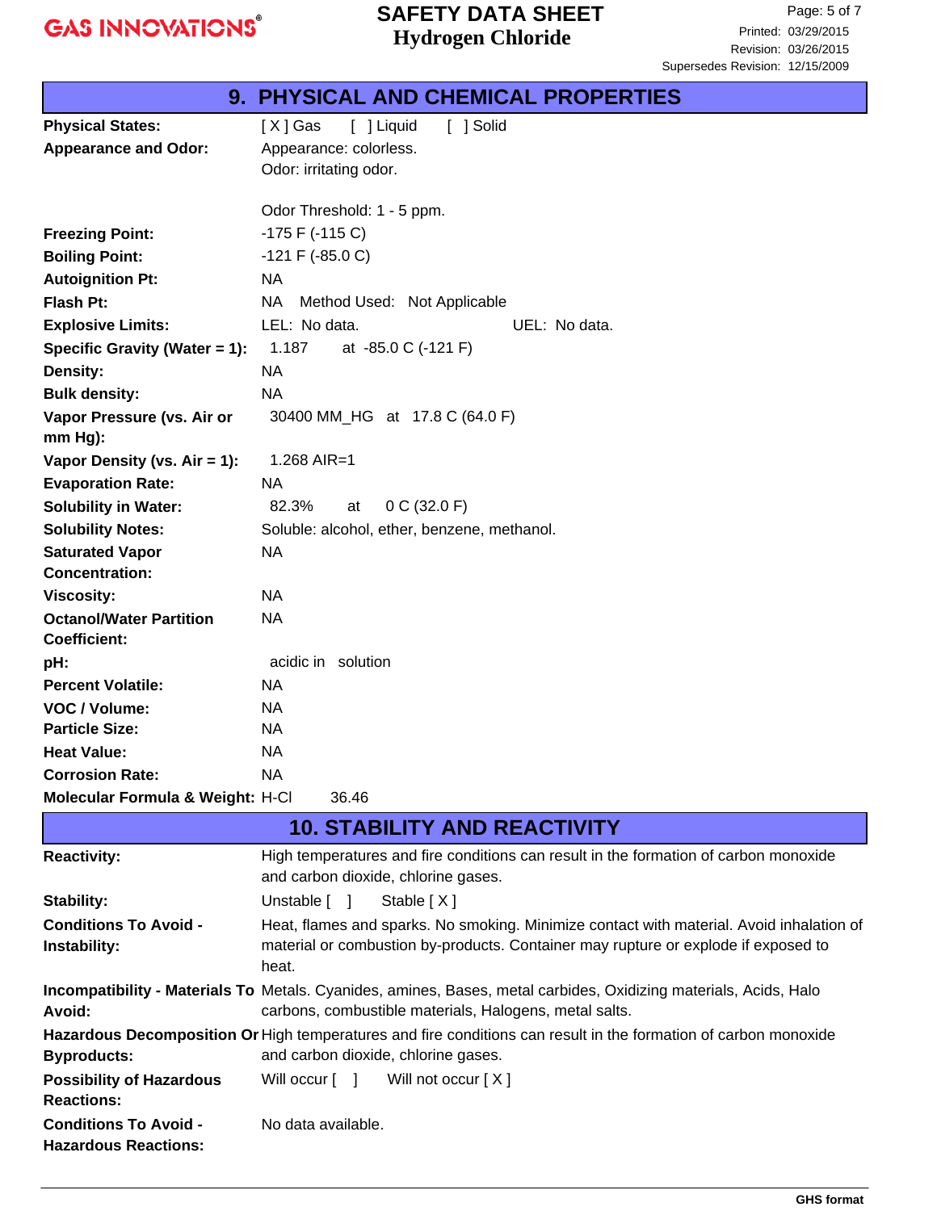## 9. PHYSICAL AND CHEMICAL PROPERTIES

| | |
|---|---|
| **Physical States:** | [ X ] Gas [ ] Liquid [ ] Solid |
| **Appearance and Odor:** | Appearance: colorless.<br>Odor: irritating odor.<br><br>Odor Threshold: 1 - 5 ppm. |
| **Freezing Point:** | -175 F (-115 C) |
| **Boiling Point:** | -121 F (-85.0 C) |
| **Autoignition Pt:** | NA |
| **Flash Pt:** | NA Method Used: Not Applicable |
| **Explosive Limits:** | LEL: No data. UEL: No data. |
| **Specific Gravity (Water = 1):** | 1.187 at -85.0 C (-121 F) |
| **Density:** | NA |
| **Bulk density:** | NA |
| **Vapor Pressure (vs. Air or mm Hg):** | 30400 MM_HG at 17.8 C (64.0 F) |
| **Vapor Density (vs. Air = 1):** | 1.268 AIR=1 |
| **Evaporation Rate:** | NA |
| **Solubility in Water:** | 82.3% at 0 C (32.0 F) |
| **Solubility Notes:** | Soluble: alcohol, ether, benzene, methanol. |
| **Saturated Vapor Concentration:** | NA |
| **Viscosity:** | NA |
| **Octanol/Water Partition Coefficient:** | NA |
| **pH:** | acidic in solution |
| **Percent Volatile:** | NA |
| **VOC / Volume:** | NA |
| **Particle Size:** | NA |
| **Heat Value:** | NA |
| **Corrosion Rate:** | NA |
| **Molecular Formula & Weight:** | H-Cl 36.46 |

## 10. STABILITY AND REACTIVITY

| | |
|---|---|
| **Reactivity:** | High temperatures and fire conditions can result in the formation of carbon monoxide and carbon dioxide, chlorine gases. |
| **Stability:** | Unstable [ ] Stable [ X ] |
| **Conditions To Avoid - Instability:** | Heat, flames and sparks. No smoking. Minimize contact with material. Avoid inhalation of material or combustion by-products. Container may rupture or explode if exposed to heat. |
| **Incompatibility - Materials To Avoid:** | Metals. Cyanides, amines, Bases, metal carbides, Oxidizing materials, Acids, Halo carbons, combustible materials, Halogens, metal salts. |
| **Hazardous Decomposition Or Byproducts:** | High temperatures and fire conditions can result in the formation of carbon monoxide and carbon dioxide, chlorine gases. |
| **Possibility of Hazardous Reactions:** | Will occur [ ] Will not occur [ X ] |
| **Conditions To Avoid - Hazardous Reactions:** | No data available. |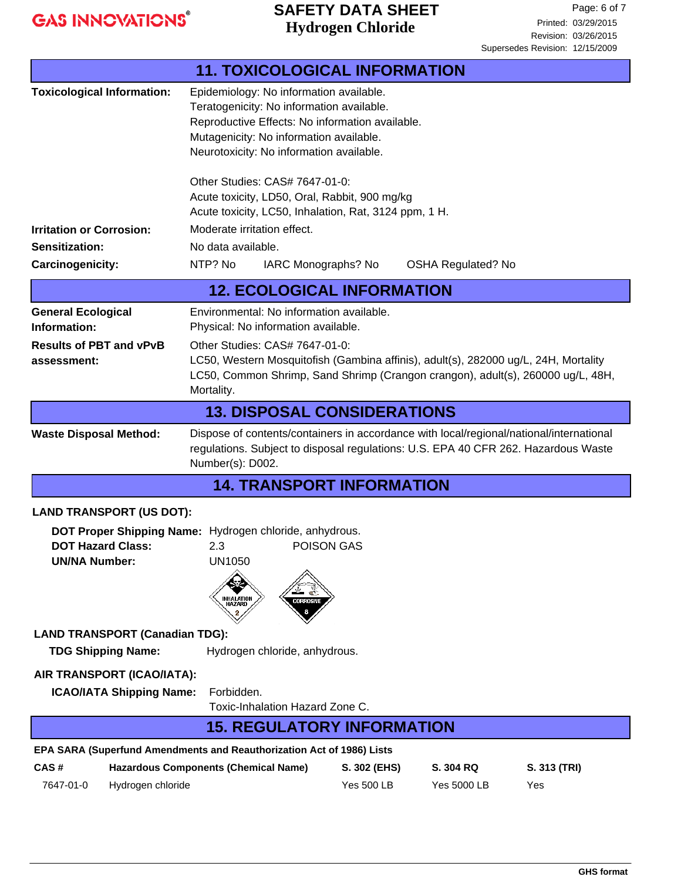## 11. TOXICOLOGICAL INFORMATION

**Toxicological Information:**
Epidemiology: No information available.
Teratogenicity: No information available.
Reproductive Effects: No information available.
Mutagenicity: No information available.
Neurotoxicity: No information available.

Other Studies: CAS# 7647-01-0:
Acute toxicity, LD50, Oral, Rabbit, 900 mg/kg
Acute toxicity, LC50, Inhalation, Rat, 3124 ppm, 1 H.

**Irritation or Corrosion:** Moderate irritation effect.

**Sensitization:** No data available.

**Carcinogenicity:** NTP? No    IARC Monographs? No    OSHA Regulated? No

## 12. ECOLOGICAL INFORMATION

**General Ecological Information:**
Environmental: No information available.
Physical: No information available.

**Results of PBT and vPvB assessment:**
Other Studies: CAS# 7647-01-0:
LC50, Western Mosquitofish (Gambina affinis), adult(s), 282000 ug/L, 24H, Mortality
LC50, Common Shrimp, Sand Shrimp (Crangon crangon), adult(s), 260000 ug/L, 48H, Mortality.

## 13. DISPOSAL CONSIDERATIONS

**Waste Disposal Method:** Dispose of contents/containers in accordance with local/regional/national/international regulations. Subject to disposal regulations: U.S. EPA 40 CFR 262. Hazardous Waste Number(s): D002.

## 14. TRANSPORT INFORMATION

**LAND TRANSPORT (US DOT):**

**DOT Proper Shipping Name:** Hydrogen chloride, anhydrous.
**DOT Hazard Class:** 2.3    POISON GAS
**UN/NA Number:** UN1050

**LAND TRANSPORT (Canadian TDG):**

**TDG Shipping Name:** Hydrogen chloride, anhydrous.

**AIR TRANSPORT (ICAO/IATA):**

**ICAO/IATA Shipping Name:** Forbidden.
Toxic-Inhalation Hazard Zone C.

## 15. REGULATORY INFORMATION

**EPA SARA (Superfund Amendments and Reauthorization Act of 1986) Lists**

| CAS # | Hazardous Components (Chemical Name) | S. 302 (EHS) | S. 304 RQ | S. 313 (TRI) |
|---|---|---|---|---|
| 7647-01-0 | Hydrogen chloride | Yes 500 LB | Yes 5000 LB | Yes |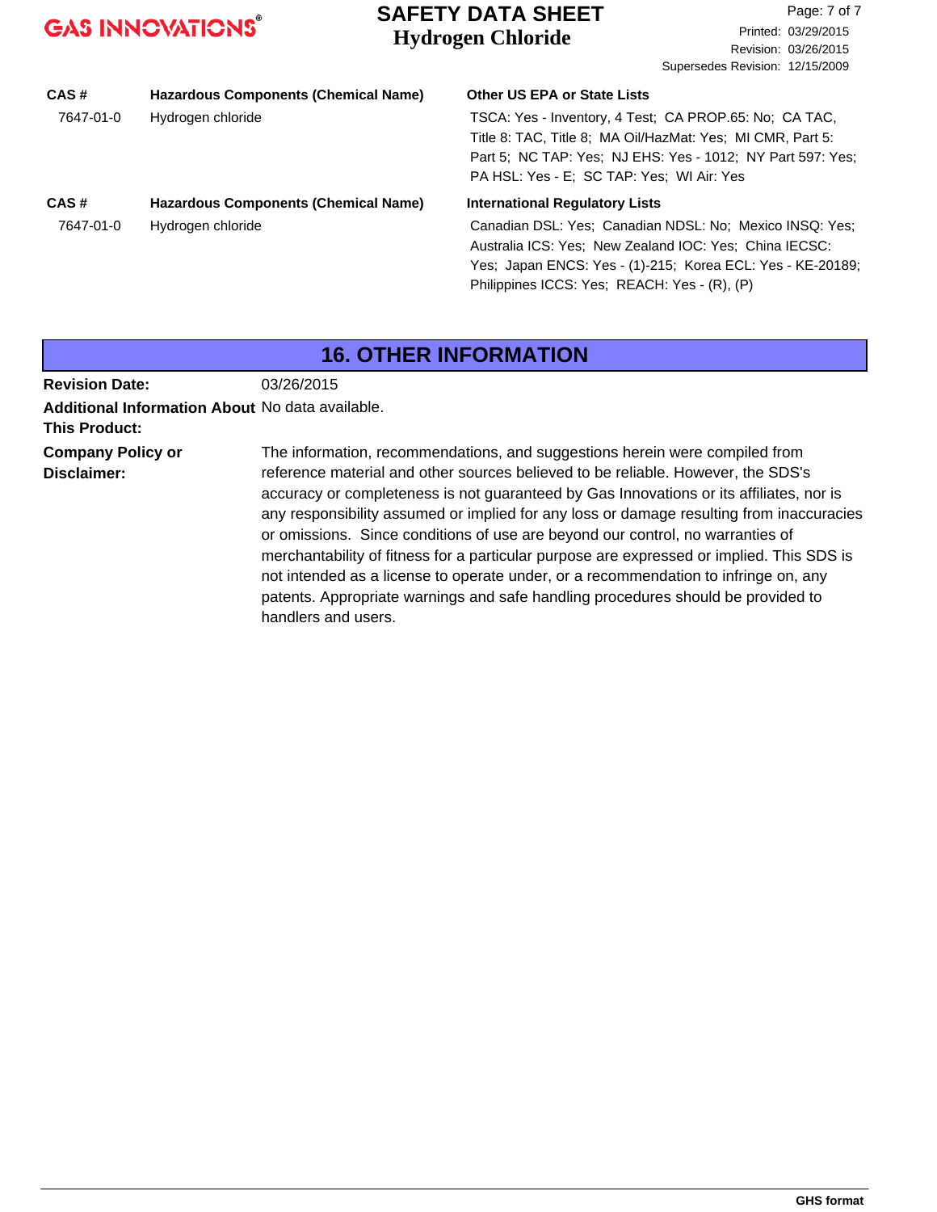| CAS # | Hazardous Components (Chemical Name) | Other US EPA or State Lists |
|---|---|---|
| 7647-01-0 | Hydrogen chloride | TSCA: Yes - Inventory, 4 Test; CA PROP.65: No; CA TAC, Title 8: TAC, Title 8; MA Oil/HazMat: Yes; MI CMR, Part 5: Part 5; NC TAP: Yes; NJ EHS: Yes - 1012; NY Part 597: Yes; PA HSL: Yes - E; SC TAP: Yes; WI Air: Yes |

| CAS # | Hazardous Components (Chemical Name) | International Regulatory Lists |
|---|---|---|
| 7647-01-0 | Hydrogen chloride | Canadian DSL: Yes; Canadian NDSL: No; Mexico INSQ: Yes; Australia ICS: Yes; New Zealand IOC: Yes; China IECSC: Yes; Japan ENCS: Yes - (1)-215; Korea ECL: Yes - KE-20189; Philippines ICCS: Yes; REACH: Yes - (R), (P) |

## 16. OTHER INFORMATION

**Revision Date:** 03/26/2015

**Additional Information About This Product:** No data available.

**Company Policy or Disclaimer:** The information, recommendations, and suggestions herein were compiled from reference material and other sources believed to be reliable. However, the SDS's accuracy or completeness is not guaranteed by Gas Innovations or its affiliates, nor is any responsibility assumed or implied for any loss or damage resulting from inaccuracies or omissions. Since conditions of use are beyond our control, no warranties of merchantability of fitness for a particular purpose are expressed or implied. This SDS is not intended as a license to operate under, or a recommendation to infringe on, any patents. Appropriate warnings and safe handling procedures should be provided to handlers and users.